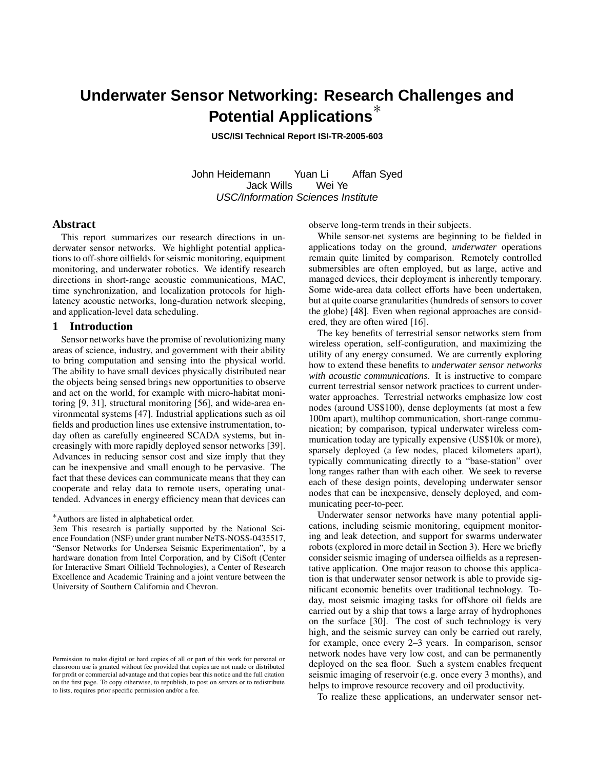# Underwater Sensor Networking: Research Challenges and Potential Applications*

**USC/ISI Technical Report ISI-TR-2005-603**

John Heidemann   Yuan Li   Affan Syed
Jack Wills   Wei Ye
*USC/Information Sciences Institute*

## Abstract

This report summarizes our research directions in underwater sensor networks. We highlight potential applications to off-shore oilfields for seismic monitoring, equipment monitoring, and underwater robotics. We identify research directions in short-range acoustic communications, MAC, time synchronization, and localization protocols for high-latency acoustic networks, long-duration network sleeping, and application-level data scheduling.

## 1 Introduction

Sensor networks have the promise of revolutionizing many areas of science, industry, and government with their ability to bring computation and sensing into the physical world. The ability to have small devices physically distributed near the objects being sensed brings new opportunities to observe and act on the world, for example with micro-habitat monitoring [9, 31], structural monitoring [56], and wide-area environmental systems [47]. Industrial applications such as oil fields and production lines use extensive instrumentation, today often as carefully engineered SCADA systems, but increasingly with more rapidly deployed sensor networks [39]. Advances in reducing sensor cost and size imply that they can be inexpensive and small enough to be pervasive. The fact that these devices can communicate means that they can cooperate and relay data to remote users, operating unattended. Advances in energy efficiency mean that devices can observe long-term trends in their subjects.

While sensor-net systems are beginning to be fielded in applications today on the ground, *underwater* operations remain quite limited by comparison. Remotely controlled submersibles are often employed, but as large, active and managed devices, their deployment is inherently temporary. Some wide-area data collect efforts have been undertaken, but at quite coarse granularities (hundreds of sensors to cover the globe) [48]. Even when regional approaches are considered, they are often wired [16].

The key benefits of terrestrial sensor networks stem from wireless operation, self-configuration, and maximizing the utility of any energy consumed. We are currently exploring how to extend these benefits to *underwater sensor networks with acoustic communications*. It is instructive to compare current terrestrial sensor network practices to current underwater approaches. Terrestrial networks emphasize low cost nodes (around US$100), dense deployments (at most a few 100m apart), multihop communication, short-range communication; by comparison, typical underwater wireless communication today are typically expensive (US$10k or more), sparsely deployed (a few nodes, placed kilometers apart), typically communicating directly to a "base-station" over long ranges rather than with each other. We seek to reverse each of these design points, developing underwater sensor nodes that can be inexpensive, densely deployed, and communicating peer-to-peer.

Underwater sensor networks have many potential applications, including seismic monitoring, equipment monitoring and leak detection, and support for swarms underwater robots (explored in more detail in Section 3). Here we briefly consider seismic imaging of undersea oilfields as a representative application. One major reason to choose this application is that underwater sensor network is able to provide significant economic benefits over traditional technology. Today, most seismic imaging tasks for offshore oil fields are carried out by a ship that tows a large array of hydrophones on the surface [30]. The cost of such technology is very high, and the seismic survey can only be carried out rarely, for example, once every 2–3 years. In comparison, sensor network nodes have very low cost, and can be permanently deployed on the sea floor. Such a system enables frequent seismic imaging of reservoir (e.g. once every 3 months), and helps to improve resource recovery and oil productivity.

To realize these applications, an underwater sensor net-

---

*Authors are listed in alphabetical order.

3em This research is partially supported by the National Science Foundation (NSF) under grant number NeTS-NOSS-0435517, "Sensor Networks for Undersea Seismic Experimentation", by a hardware donation from Intel Corporation, and by CiSoft (Center for Interactive Smart Oilfield Technologies), a Center of Research Excellence and Academic Training and a joint venture between the University of Southern California and Chevron.

Permission to make digital or hard copies of all or part of this work for personal or classroom use is granted without fee provided that copies are not made or distributed for profit or commercial advantage and that copies bear this notice and the full citation on the first page. To copy otherwise, to republish, to post on servers or to redistribute to lists, requires prior specific permission and/or a fee.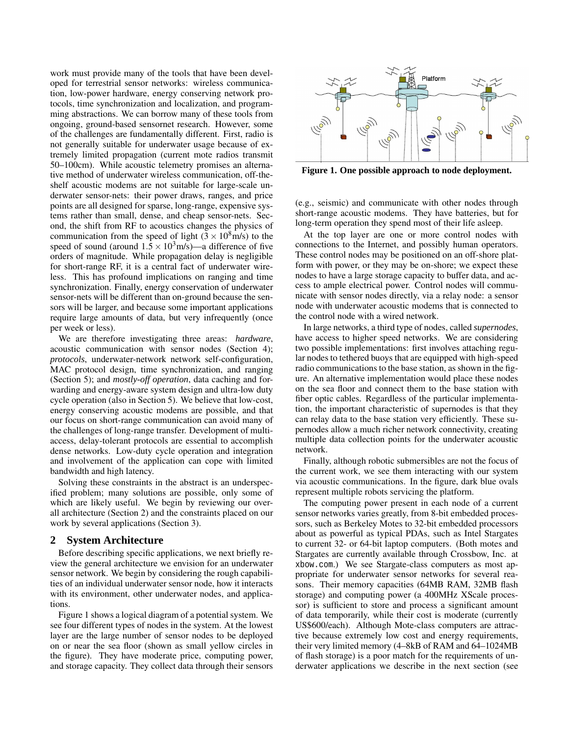work must provide many of the tools that have been developed for terrestrial sensor networks: wireless communication, low-power hardware, energy conserving network protocols, time synchronization and localization, and programming abstractions. We can borrow many of these tools from ongoing, ground-based sensornet research. However, some of the challenges are fundamentally different. First, radio is not generally suitable for underwater usage because of extremely limited propagation (current mote radios transmit 50–100cm). While acoustic telemetry promises an alternative method of underwater wireless communication, off-the-shelf acoustic modems are not suitable for large-scale underwater sensor-nets: their power draws, ranges, and price points are all designed for sparse, long-range, expensive systems rather than small, dense, and cheap sensor-nets. Second, the shift from RF to acoustics changes the physics of communication from the speed of light ($3 \times 10^8$m/s) to the speed of sound (around $1.5 \times 10^3$m/s)—a difference of five orders of magnitude. While propagation delay is negligible for short-range RF, it is a central fact of underwater wireless. This has profound implications on ranging and time synchronization. Finally, energy conservation of underwater sensor-nets will be different than on-ground because the sensors will be larger, and because some important applications require large amounts of data, but very infrequently (once per week or less).

We are therefore investigating three areas: *hardware*, acoustic communication with sensor nodes (Section 4); *protocols*, underwater-network network self-configuration, MAC protocol design, time synchronization, and ranging (Section 5); and *mostly-off operation*, data caching and forwarding and energy-aware system design and ultra-low duty cycle operation (also in Section 5). We believe that low-cost, energy conserving acoustic modems are possible, and that our focus on short-range communication can avoid many of the challenges of long-range transfer. Development of multi-access, delay-tolerant protocols are essential to accomplish dense networks. Low-duty cycle operation and integration and involvement of the application can cope with limited bandwidth and high latency.

Solving these constraints in the abstract is an underspecified problem; many solutions are possible, only some of which are likely useful. We begin by reviewing our overall architecture (Section 2) and the constraints placed on our work by several applications (Section 3).

## 2 System Architecture

Before describing specific applications, we next briefly review the general architecture we envision for an underwater sensor network. We begin by considering the rough capabilities of an individual underwater sensor node, how it interacts with its environment, other underwater nodes, and applications.

Figure 1 shows a logical diagram of a potential system. We see four different types of nodes in the system. At the lowest layer are the large number of sensor nodes to be deployed on or near the sea floor (shown as small yellow circles in the figure). They have moderate price, computing power, and storage capacity. They collect data through their sensors (e.g., seismic) and communicate with other nodes through short-range acoustic modems. They have batteries, but for long-term operation they spend most of their life asleep.

**Figure 1. One possible approach to node deployment.**

At the top layer are one or more control nodes with connections to the Internet, and possibly human operators. These control nodes may be positioned on an off-shore platform with power, or they may be on-shore; we expect these nodes to have a large storage capacity to buffer data, and access to ample electrical power. Control nodes will communicate with sensor nodes directly, via a relay node: a sensor node with underwater acoustic modems that is connected to the control node with a wired network.

In large networks, a third type of nodes, called *supernodes*, have access to higher speed networks. We are considering two possible implementations: first involves attaching regular nodes to tethered buoys that are equipped with high-speed radio communications to the base station, as shown in the figure. An alternative implementation would place these nodes on the sea floor and connect them to the base station with fiber optic cables. Regardless of the particular implementation, the important characteristic of supernodes is that they can relay data to the base station very efficiently. These supernodes allow a much richer network connectivity, creating multiple data collection points for the underwater acoustic network.

Finally, although robotic submersibles are not the focus of the current work, we see them interacting with our system via acoustic communications. In the figure, dark blue ovals represent multiple robots servicing the platform.

The computing power present in each node of a current sensor networks varies greatly, from 8-bit embedded processors, such as Berkeley Motes to 32-bit embedded processors about as powerful as typical PDAs, such as Intel Stargates to current 32- or 64-bit laptop computers. (Both motes and Stargates are currently available through Crossbow, Inc. at xbow.com.) We see Stargate-class computers as most appropriate for underwater sensor networks for several reasons. Their memory capacities (64MB RAM, 32MB flash storage) and computing power (a 400MHz XScale processor) is sufficient to store and process a significant amount of data temporarily, while their cost is moderate (currently US$600/each). Although Mote-class computers are attractive because extremely low cost and energy requirements, their very limited memory (4–8kB of RAM and 64–1024MB of flash storage) is a poor match for the requirements of underwater applications we describe in the next section (see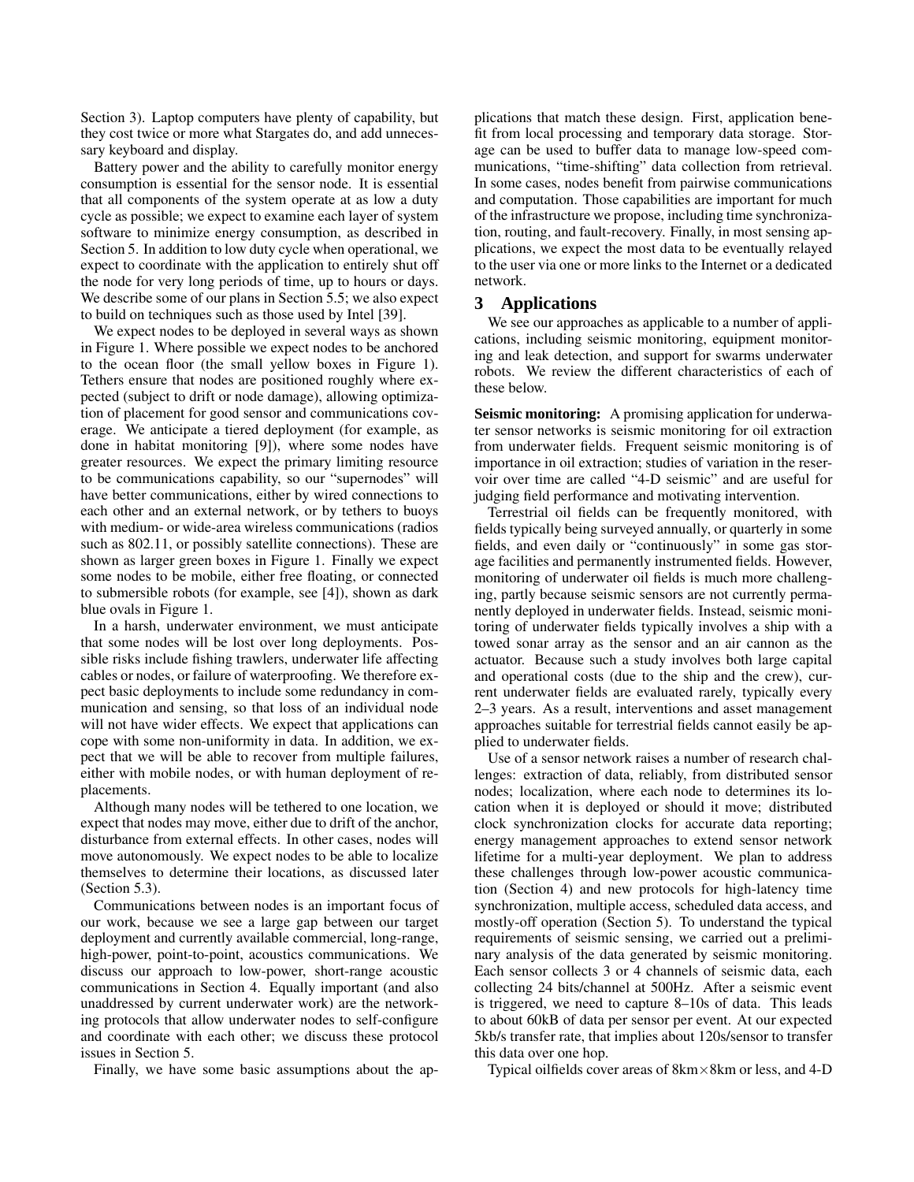Section 3). Laptop computers have plenty of capability, but they cost twice or more what Stargates do, and add unnecessary keyboard and display.

Battery power and the ability to carefully monitor energy consumption is essential for the sensor node. It is essential that all components of the system operate at as low a duty cycle as possible; we expect to examine each layer of system software to minimize energy consumption, as described in Section 5. In addition to low duty cycle when operational, we expect to coordinate with the application to entirely shut off the node for very long periods of time, up to hours or days. We describe some of our plans in Section 5.5; we also expect to build on techniques such as those used by Intel [39].

We expect nodes to be deployed in several ways as shown in Figure 1. Where possible we expect nodes to be anchored to the ocean floor (the small yellow boxes in Figure 1). Tethers ensure that nodes are positioned roughly where expected (subject to drift or node damage), allowing optimization of placement for good sensor and communications coverage. We anticipate a tiered deployment (for example, as done in habitat monitoring [9]), where some nodes have greater resources. We expect the primary limiting resource to be communications capability, so our "supernodes" will have better communications, either by wired connections to each other and an external network, or by tethers to buoys with medium- or wide-area wireless communications (radios such as 802.11, or possibly satellite connections). These are shown as larger green boxes in Figure 1. Finally we expect some nodes to be mobile, either free floating, or connected to submersible robots (for example, see [4]), shown as dark blue ovals in Figure 1.

In a harsh, underwater environment, we must anticipate that some nodes will be lost over long deployments. Possible risks include fishing trawlers, underwater life affecting cables or nodes, or failure of waterproofing. We therefore expect basic deployments to include some redundancy in communication and sensing, so that loss of an individual node will not have wider effects. We expect that applications can cope with some non-uniformity in data. In addition, we expect that we will be able to recover from multiple failures, either with mobile nodes, or with human deployment of replacements.

Although many nodes will be tethered to one location, we expect that nodes may move, either due to drift of the anchor, disturbance from external effects. In other cases, nodes will move autonomously. We expect nodes to be able to localize themselves to determine their locations, as discussed later (Section 5.3).

Communications between nodes is an important focus of our work, because we see a large gap between our target deployment and currently available commercial, long-range, high-power, point-to-point, acoustics communications. We discuss our approach to low-power, short-range acoustic communications in Section 4. Equally important (and also unaddressed by current underwater work) are the networking protocols that allow underwater nodes to self-configure and coordinate with each other; we discuss these protocol issues in Section 5.

Finally, we have some basic assumptions about the applications that match these design. First, application benefit from local processing and temporary data storage. Storage can be used to buffer data to manage low-speed communications, "time-shifting" data collection from retrieval. In some cases, nodes benefit from pairwise communications and computation. Those capabilities are important for much of the infrastructure we propose, including time synchronization, routing, and fault-recovery. Finally, in most sensing applications, we expect the most data to be eventually relayed to the user via one or more links to the Internet or a dedicated network.

## 3 Applications

We see our approaches as applicable to a number of applications, including seismic monitoring, equipment monitoring and leak detection, and support for swarms underwater robots. We review the different characteristics of each of these below.

**Seismic monitoring:** A promising application for underwater sensor networks is seismic monitoring for oil extraction from underwater fields. Frequent seismic monitoring is of importance in oil extraction; studies of variation in the reservoir over time are called "4-D seismic" and are useful for judging field performance and motivating intervention.

Terrestrial oil fields can be frequently monitored, with fields typically being surveyed annually, or quarterly in some fields, and even daily or "continuously" in some gas storage facilities and permanently instrumented fields. However, monitoring of underwater oil fields is much more challenging, partly because seismic sensors are not currently permanently deployed in underwater fields. Instead, seismic monitoring of underwater fields typically involves a ship with a towed sonar array as the sensor and an air cannon as the actuator. Because such a study involves both large capital and operational costs (due to the ship and the crew), current underwater fields are evaluated rarely, typically every 2–3 years. As a result, interventions and asset management approaches suitable for terrestrial fields cannot easily be applied to underwater fields.

Use of a sensor network raises a number of research challenges: extraction of data, reliably, from distributed sensor nodes; localization, where each node to determines its location when it is deployed or should it move; distributed clock synchronization clocks for accurate data reporting; energy management approaches to extend sensor network lifetime for a multi-year deployment. We plan to address these challenges through low-power acoustic communication (Section 4) and new protocols for high-latency time synchronization, multiple access, scheduled data access, and mostly-off operation (Section 5). To understand the typical requirements of seismic sensing, we carried out a preliminary analysis of the data generated by seismic monitoring. Each sensor collects 3 or 4 channels of seismic data, each collecting 24 bits/channel at 500Hz. After a seismic event is triggered, we need to capture 8–10s of data. This leads to about 60kB of data per sensor per event. At our expected 5kb/s transfer rate, that implies about 120s/sensor to transfer this data over one hop.

Typical oilfields cover areas of 8km$\times$8km or less, and 4-D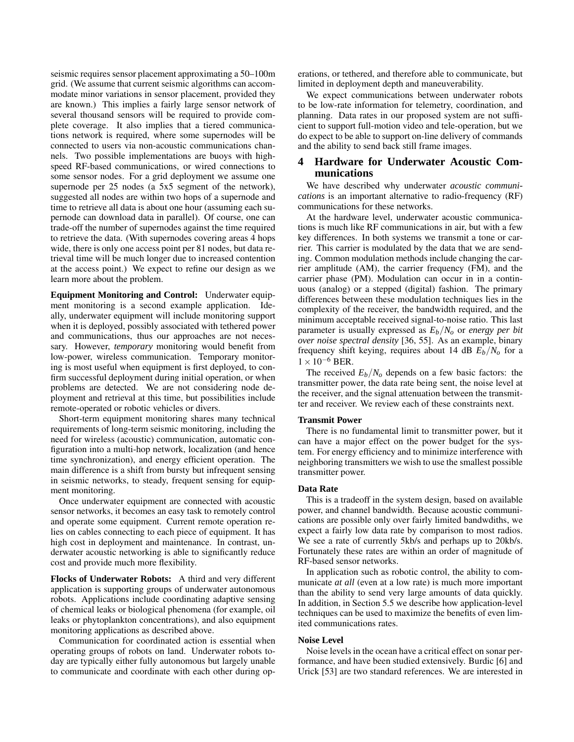seismic requires sensor placement approximating a 50–100m grid. (We assume that current seismic algorithms can accommodate minor variations in sensor placement, provided they are known.) This implies a fairly large sensor network of several thousand sensors will be required to provide complete coverage. It also implies that a tiered communications network is required, where some supernodes will be connected to users via non-acoustic communications channels. Two possible implementations are buoys with high-speed RF-based communications, or wired connections to some sensor nodes. For a grid deployment we assume one supernode per 25 nodes (a 5x5 segment of the network), suggested all nodes are within two hops of a supernode and time to retrieve all data is about one hour (assuming each supernode can download data in parallel). Of course, one can trade-off the number of supernodes against the time required to retrieve the data. (With supernodes covering areas 4 hops wide, there is only one access point per 81 nodes, but data retrieval time will be much longer due to increased contention at the access point.) We expect to refine our design as we learn more about the problem.

**Equipment Monitoring and Control:** Underwater equipment monitoring is a second example application. Ideally, underwater equipment will include monitoring support when it is deployed, possibly associated with tethered power and communications, thus our approaches are not necessary. However, *temporary* monitoring would benefit from low-power, wireless communication. Temporary monitoring is most useful when equipment is first deployed, to confirm successful deployment during initial operation, or when problems are detected. We are not considering node deployment and retrieval at this time, but possibilities include remote-operated or robotic vehicles or divers.

Short-term equipment monitoring shares many technical requirements of long-term seismic monitoring, including the need for wireless (acoustic) communication, automatic configuration into a multi-hop network, localization (and hence time synchronization), and energy efficient operation. The main difference is a shift from bursty but infrequent sensing in seismic networks, to steady, frequent sensing for equipment monitoring.

Once underwater equipment are connected with acoustic sensor networks, it becomes an easy task to remotely control and operate some equipment. Current remote operation relies on cables connecting to each piece of equipment. It has high cost in deployment and maintenance. In contrast, underwater acoustic networking is able to significantly reduce cost and provide much more flexibility.

**Flocks of Underwater Robots:** A third and very different application is supporting groups of underwater autonomous robots. Applications include coordinating adaptive sensing of chemical leaks or biological phenomena (for example, oil leaks or phytoplankton concentrations), and also equipment monitoring applications as described above.

Communication for coordinated action is essential when operating groups of robots on land. Underwater robots today are typically either fully autonomous but largely unable to communicate and coordinate with each other during operations, or tethered, and therefore able to communicate, but limited in deployment depth and maneuverability.

We expect communications between underwater robots to be low-rate information for telemetry, coordination, and planning. Data rates in our proposed system are not sufficient to support full-motion video and tele-operation, but we do expect to be able to support on-line delivery of commands and the ability to send back still frame images.

# 4 Hardware for Underwater Acoustic Communications

We have described why underwater *acoustic communications* is an important alternative to radio-frequency (RF) communications for these networks.

At the hardware level, underwater acoustic communications is much like RF communications in air, but with a few key differences. In both systems we transmit a tone or carrier. This carrier is modulated by the data that we are sending. Common modulation methods include changing the carrier amplitude (AM), the carrier frequency (FM), and the carrier phase (PM). Modulation can occur in in a continuous (analog) or a stepped (digital) fashion. The primary differences between these modulation techniques lies in the complexity of the receiver, the bandwidth required, and the minimum acceptable received signal-to-noise ratio. This last parameter is usually expressed as $E_b/N_o$ or *energy per bit over noise spectral density* [36, 55]. As an example, binary frequency shift keying, requires about 14 dB $E_b/N_o$ for a $1 \times 10^{-6}$ BER.

The received $E_b/N_o$ depends on a few basic factors: the transmitter power, the data rate being sent, the noise level at the receiver, and the signal attenuation between the transmitter and receiver. We review each of these constraints next.

**Transmit Power**

There is no fundamental limit to transmitter power, but it can have a major effect on the power budget for the system. For energy efficiency and to minimize interference with neighboring transmitters we wish to use the smallest possible transmitter power.

**Data Rate**

This is a tradeoff in the system design, based on available power, and channel bandwidth. Because acoustic communications are possible only over fairly limited bandwdiths, we expect a fairly low data rate by comparison to most radios. We see a rate of currently 5kb/s and perhaps up to 20kb/s. Fortunately these rates are within an order of magnitude of RF-based sensor networks.

In application such as robotic control, the ability to communicate *at all* (even at a low rate) is much more important than the ability to send very large amounts of data quickly. In addition, in Section 5.5 we describe how application-level techniques can be used to maximize the benefits of even limited communications rates.

**Noise Level**

Noise levels in the ocean have a critical effect on sonar performance, and have been studied extensively. Burdic [6] and Urick [53] are two standard references. We are interested in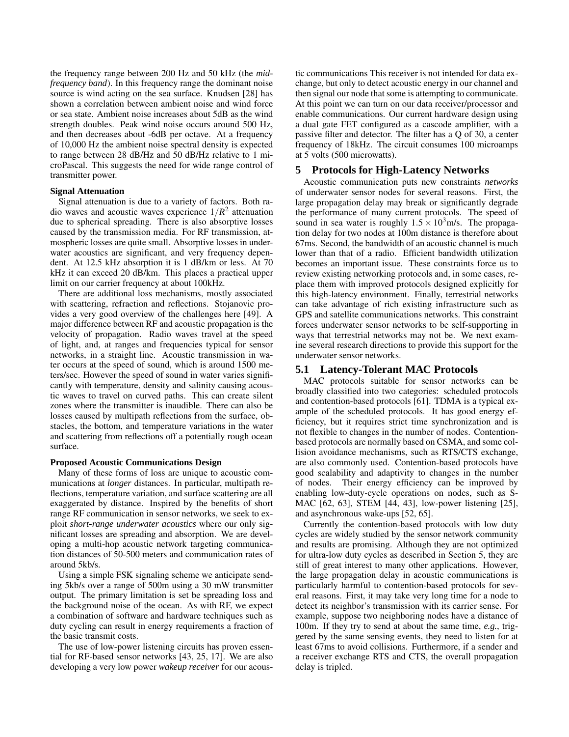the frequency range between 200 Hz and 50 kHz (the *mid-frequency band*). In this frequency range the dominant noise source is wind acting on the sea surface. Knudsen [28] has shown a correlation between ambient noise and wind force or sea state. Ambient noise increases about 5dB as the wind strength doubles. Peak wind noise occurs around 500 Hz, and then decreases about -6dB per octave. At a frequency of 10,000 Hz the ambient noise spectral density is expected to range between 28 dB/Hz and 50 dB/Hz relative to 1 microPascal. This suggests the need for wide range control of transmitter power.

**Signal Attenuation**

Signal attenuation is due to a variety of factors. Both radio waves and acoustic waves experience $1/R^2$ attenuation due to spherical spreading. There is also absorptive losses caused by the transmission media. For RF transmission, atmospheric losses are quite small. Absorptive losses in underwater acoustics are significant, and very frequency dependent. At 12.5 kHz absorption it is 1 dB/km or less. At 70 kHz it can exceed 20 dB/km. This places a practical upper limit on our carrier frequency at about 100kHz.

There are additional loss mechanisms, mostly associated with scattering, refraction and reflections. Stojanovic provides a very good overview of the challenges here [49]. A major difference between RF and acoustic propagation is the velocity of propagation. Radio waves travel at the speed of light, and, at ranges and frequencies typical for sensor networks, in a straight line. Acoustic transmission in water occurs at the speed of sound, which is around 1500 meters/sec. However the speed of sound in water varies significantly with temperature, density and salinity causing acoustic waves to travel on curved paths. This can create silent zones where the transmitter is inaudible. There can also be losses caused by multipath reflections from the surface, obstacles, the bottom, and temperature variations in the water and scattering from reflections off a potentially rough ocean surface.

**Proposed Acoustic Communications Design**

Many of these forms of loss are unique to acoustic communications at *longer* distances. In particular, multipath reflections, temperature variation, and surface scattering are all exaggerated by distance. Inspired by the benefits of short range RF communication in sensor networks, we seek to exploit *short-range underwater acoustics* where our only significant losses are spreading and absorption. We are developing a multi-hop acoustic network targeting communication distances of 50-500 meters and communication rates of around 5kb/s.

Using a simple FSK signaling scheme we anticipate sending 5kb/s over a range of 500m using a 30 mW transmitter output. The primary limitation is set be spreading loss and the background noise of the ocean. As with RF, we expect a combination of software and hardware techniques such as duty cycling can result in energy requirements a fraction of the basic transmit costs.

The use of low-power listening circuits has proven essential for RF-based sensor networks [43, 25, 17]. We are also developing a very low power *wakeup receiver* for our acoustic communications This receiver is not intended for data exchange, but only to detect acoustic energy in our channel and then signal our node that some is attempting to communicate. At this point we can turn on our data receiver/processor and enable communications. Our current hardware design using a dual gate FET configured as a cascode amplifier, with a passive filter and detector. The filter has a Q of 30, a center frequency of 18kHz. The circuit consumes 100 microamps at 5 volts (500 microwatts).

## 5 Protocols for High-Latency Networks

Acoustic communication puts new constraints *networks* of underwater sensor nodes for several reasons. First, the large propagation delay may break or significantly degrade the performance of many current protocols. The speed of sound in sea water is roughly $1.5 \times 10^3$m/s. The propagation delay for two nodes at 100m distance is therefore about 67ms. Second, the bandwidth of an acoustic channel is much lower than that of a radio. Efficient bandwidth utilization becomes an important issue. These constraints force us to review existing networking protocols and, in some cases, replace them with improved protocols designed explicitly for this high-latency environment. Finally, terrestrial networks can take advantage of rich existing infrastructure such as GPS and satellite communications networks. This constraint forces underwater sensor networks to be self-supporting in ways that terrestrial networks may not be. We next examine several research directions to provide this support for the underwater sensor networks.

### 5.1 Latency-Tolerant MAC Protocols

MAC protocols suitable for sensor networks can be broadly classified into two categories: scheduled protocols and contention-based protocols [61]. TDMA is a typical example of the scheduled protocols. It has good energy efficiency, but it requires strict time synchronization and is not flexible to changes in the number of nodes. Contention-based protocols are normally based on CSMA, and some collision avoidance mechanisms, such as RTS/CTS exchange, are also commonly used. Contention-based protocols have good scalability and adaptivity to changes in the number of nodes. Their energy efficiency can be improved by enabling low-duty-cycle operations on nodes, such as S-MAC [62, 63], STEM [44, 43], low-power listening [25], and asynchronous wake-ups [52, 65].

Currently the contention-based protocols with low duty cycles are widely studied by the sensor network community and results are promising. Although they are not optimized for ultra-low duty cycles as described in Section 5, they are still of great interest to many other applications. However, the large propagation delay in acoustic communications is particularly harmful to contention-based protocols for several reasons. First, it may take very long time for a node to detect its neighbor's transmission with its carrier sense. For example, suppose two neighboring nodes have a distance of 100m. If they try to send at about the same time, *e.g.*, triggered by the same sensing events, they need to listen for at least 67ms to avoid collisions. Furthermore, if a sender and a receiver exchange RTS and CTS, the overall propagation delay is tripled.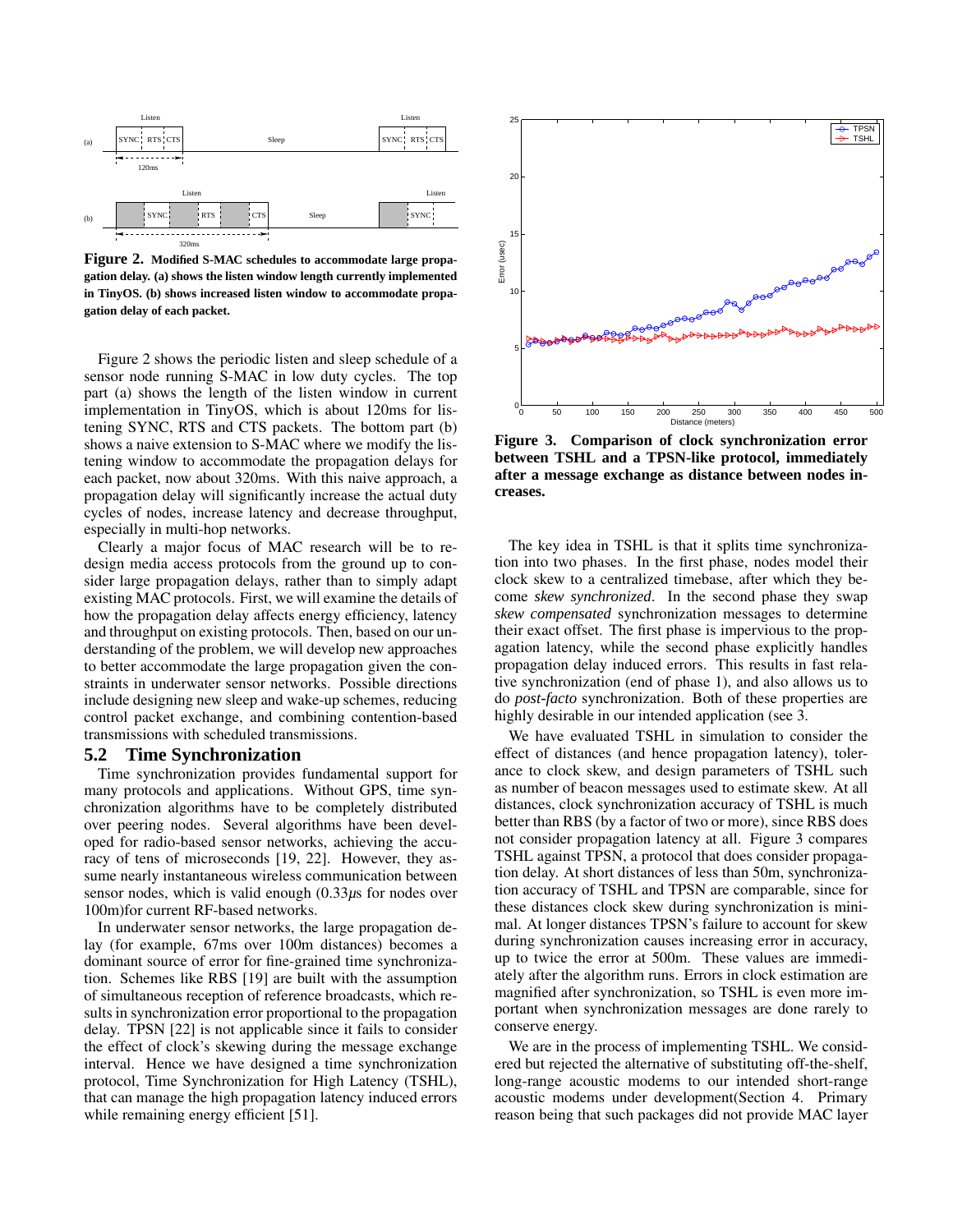**Figure 2. Modified S-MAC schedules to accommodate large propagation delay. (a) shows the listen window length currently implemented in TinyOS. (b) shows increased listen window to accommodate propagation delay of each packet.**

Figure 2 shows the periodic listen and sleep schedule of a sensor node running S-MAC in low duty cycles. The top part (a) shows the length of the listen window in current implementation in TinyOS, which is about 120ms for listening SYNC, RTS and CTS packets. The bottom part (b) shows a naive extension to S-MAC where we modify the listening window to accommodate the propagation delays for each packet, now about 320ms. With this naive approach, a propagation delay will significantly increase the actual duty cycles of nodes, increase latency and decrease throughput, especially in multi-hop networks.

Clearly a major focus of MAC research will be to redesign media access protocols from the ground up to consider large propagation delays, rather than to simply adapt existing MAC protocols. First, we will examine the details of how the propagation delay affects energy efficiency, latency and throughput on existing protocols. Then, based on our understanding of the problem, we will develop new approaches to better accommodate the large propagation given the constraints in underwater sensor networks. Possible directions include designing new sleep and wake-up schemes, reducing control packet exchange, and combining contention-based transmissions with scheduled transmissions.

### 5.2 Time Synchronization

Time synchronization provides fundamental support for many protocols and applications. Without GPS, time synchronization algorithms have to be completely distributed over peering nodes. Several algorithms have been developed for radio-based sensor networks, achieving the accuracy of tens of microseconds [19, 22]. However, they assume nearly instantaneous wireless communication between sensor nodes, which is valid enough (0.33$\mu$s for nodes over 100m)for current RF-based networks.

In underwater sensor networks, the large propagation delay (for example, 67ms over 100m distances) becomes a dominant source of error for fine-grained time synchronization. Schemes like RBS [19] are built with the assumption of simultaneous reception of reference broadcasts, which results in synchronization error proportional to the propagation delay. TPSN [22] is not applicable since it fails to consider the effect of clock's skewing during the message exchange interval. Hence we have designed a time synchronization protocol, Time Synchronization for High Latency (TSHL), that can manage the high propagation latency induced errors while remaining energy efficient [51].

**Figure 3. Comparison of clock synchronization error between TSHL and a TPSN-like protocol, immediately after a message exchange as distance between nodes increases.**

The key idea in TSHL is that it splits time synchronization into two phases. In the first phase, nodes model their clock skew to a centralized timebase, after which they become *skew synchronized*. In the second phase they swap *skew compensated* synchronization messages to determine their exact offset. The first phase is impervious to the propagation latency, while the second phase explicitly handles propagation delay induced errors. This results in fast relative synchronization (end of phase 1), and also allows us to do *post-facto* synchronization. Both of these properties are highly desirable in our intended application (see 3.

We have evaluated TSHL in simulation to consider the effect of distances (and hence propagation latency), tolerance to clock skew, and design parameters of TSHL such as number of beacon messages used to estimate skew. At all distances, clock synchronization accuracy of TSHL is much better than RBS (by a factor of two or more), since RBS does not consider propagation latency at all. Figure 3 compares TSHL against TPSN, a protocol that does consider propagation delay. At short distances of less than 50m, synchronization accuracy of TSHL and TPSN are comparable, since for these distances clock skew during synchronization is minimal. At longer distances TPSN's failure to account for skew during synchronization causes increasing error in accuracy, up to twice the error at 500m. These values are immediately after the algorithm runs. Errors in clock estimation are magnified after synchronization, so TSHL is even more important when synchronization messages are done rarely to conserve energy.

We are in the process of implementing TSHL. We considered but rejected the alternative of substituting off-the-shelf, long-range acoustic modems to our intended short-range acoustic modems under development(Section 4. Primary reason being that such packages did not provide MAC layer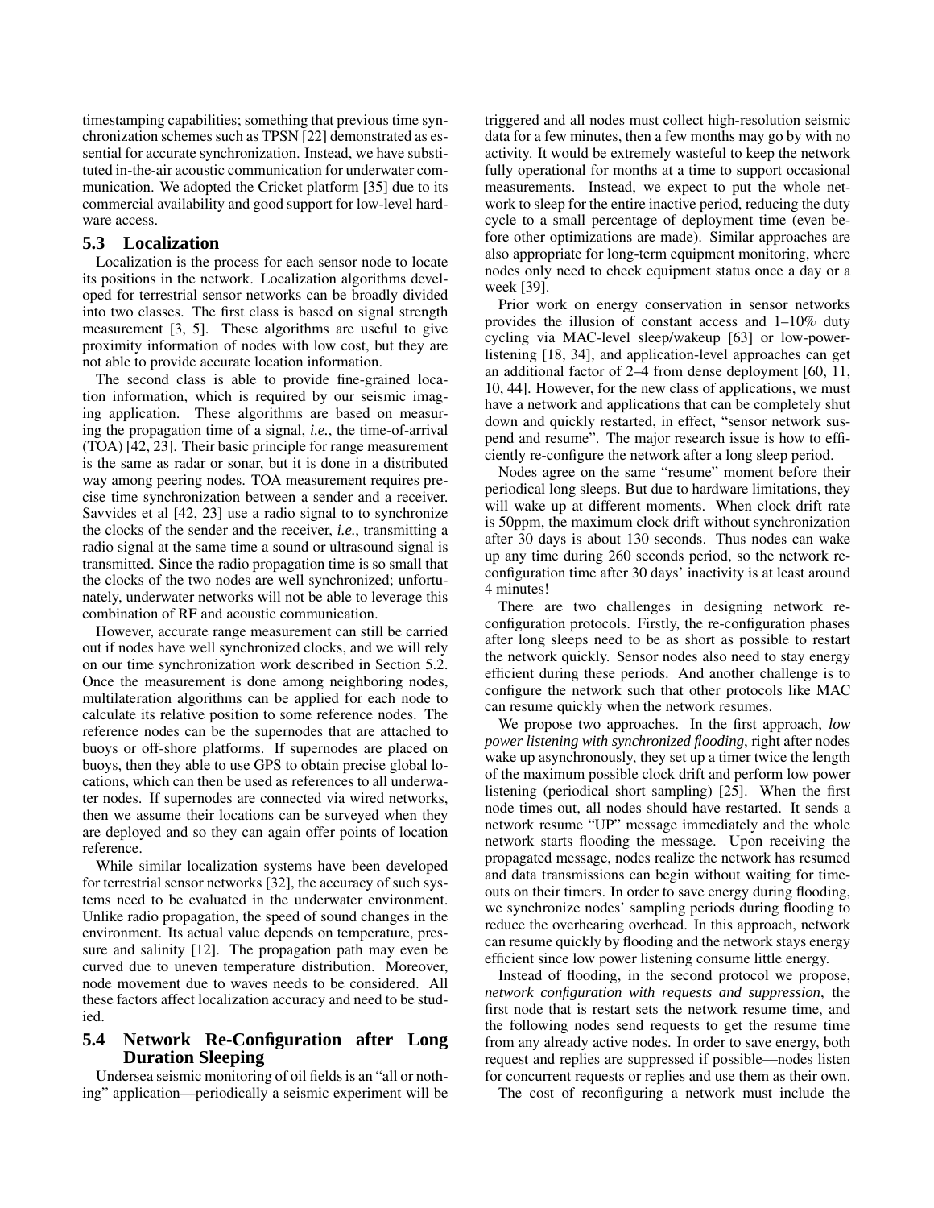timestamping capabilities; something that previous time synchronization schemes such as TPSN [22] demonstrated as essential for accurate synchronization. Instead, we have substituted in-the-air acoustic communication for underwater communication. We adopted the Cricket platform [35] due to its commercial availability and good support for low-level hardware access.

## 5.3 Localization

Localization is the process for each sensor node to locate its positions in the network. Localization algorithms developed for terrestrial sensor networks can be broadly divided into two classes. The first class is based on signal strength measurement [3, 5]. These algorithms are useful to give proximity information of nodes with low cost, but they are not able to provide accurate location information.

The second class is able to provide fine-grained location information, which is required by our seismic imaging application. These algorithms are based on measuring the propagation time of a signal, *i.e.*, the time-of-arrival (TOA) [42, 23]. Their basic principle for range measurement is the same as radar or sonar, but it is done in a distributed way among peering nodes. TOA measurement requires precise time synchronization between a sender and a receiver. Savvides et al [42, 23] use a radio signal to to synchronize the clocks of the sender and the receiver, *i.e.*, transmitting a radio signal at the same time a sound or ultrasound signal is transmitted. Since the radio propagation time is so small that the clocks of the two nodes are well synchronized; unfortunately, underwater networks will not be able to leverage this combination of RF and acoustic communication.

However, accurate range measurement can still be carried out if nodes have well synchronized clocks, and we will rely on our time synchronization work described in Section 5.2. Once the measurement is done among neighboring nodes, multilateration algorithms can be applied for each node to calculate its relative position to some reference nodes. The reference nodes can be the supernodes that are attached to buoys or off-shore platforms. If supernodes are placed on buoys, then they able to use GPS to obtain precise global locations, which can then be used as references to all underwater nodes. If supernodes are connected via wired networks, then we assume their locations can be surveyed when they are deployed and so they can again offer points of location reference.

While similar localization systems have been developed for terrestrial sensor networks [32], the accuracy of such systems need to be evaluated in the underwater environment. Unlike radio propagation, the speed of sound changes in the environment. Its actual value depends on temperature, pressure and salinity [12]. The propagation path may even be curved due to uneven temperature distribution. Moreover, node movement due to waves needs to be considered. All these factors affect localization accuracy and need to be studied.

## 5.4 Network Re-Configuration after Long Duration Sleeping

Undersea seismic monitoring of oil fields is an "all or nothing" application—periodically a seismic experiment will be triggered and all nodes must collect high-resolution seismic data for a few minutes, then a few months may go by with no activity. It would be extremely wasteful to keep the network fully operational for months at a time to support occasional measurements. Instead, we expect to put the whole network to sleep for the entire inactive period, reducing the duty cycle to a small percentage of deployment time (even before other optimizations are made). Similar approaches are also appropriate for long-term equipment monitoring, where nodes only need to check equipment status once a day or a week [39].

Prior work on energy conservation in sensor networks provides the illusion of constant access and 1–10% duty cycling via MAC-level sleep/wakeup [63] or low-power-listening [18, 34], and application-level approaches can get an additional factor of 2–4 from dense deployment [60, 11, 10, 44]. However, for the new class of applications, we must have a network and applications that can be completely shut down and quickly restarted, in effect, "sensor network suspend and resume". The major research issue is how to efficiently re-configure the network after a long sleep period.

Nodes agree on the same "resume" moment before their periodical long sleeps. But due to hardware limitations, they will wake up at different moments. When clock drift rate is 50ppm, the maximum clock drift without synchronization after 30 days is about 130 seconds. Thus nodes can wake up any time during 260 seconds period, so the network re-configuration time after 30 days' inactivity is at least around 4 minutes!

There are two challenges in designing network re-configuration protocols. Firstly, the re-configuration phases after long sleeps need to be as short as possible to restart the network quickly. Sensor nodes also need to stay energy efficient during these periods. And another challenge is to configure the network such that other protocols like MAC can resume quickly when the network resumes.

We propose two approaches. In the first approach, *low power listening with synchronized flooding*, right after nodes wake up asynchronously, they set up a timer twice the length of the maximum possible clock drift and perform low power listening (periodical short sampling) [25]. When the first node times out, all nodes should have restarted. It sends a network resume "UP" message immediately and the whole network starts flooding the message. Upon receiving the propagated message, nodes realize the network has resumed and data transmissions can begin without waiting for timeouts on their timers. In order to save energy during flooding, we synchronize nodes' sampling periods during flooding to reduce the overhearing overhead. In this approach, network can resume quickly by flooding and the network stays energy efficient since low power listening consume little energy.

Instead of flooding, in the second protocol we propose, *network configuration with requests and suppression*, the first node that is restart sets the network resume time, and the following nodes send requests to get the resume time from any already active nodes. In order to save energy, both request and replies are suppressed if possible—nodes listen for concurrent requests or replies and use them as their own.

The cost of reconfiguring a network must include the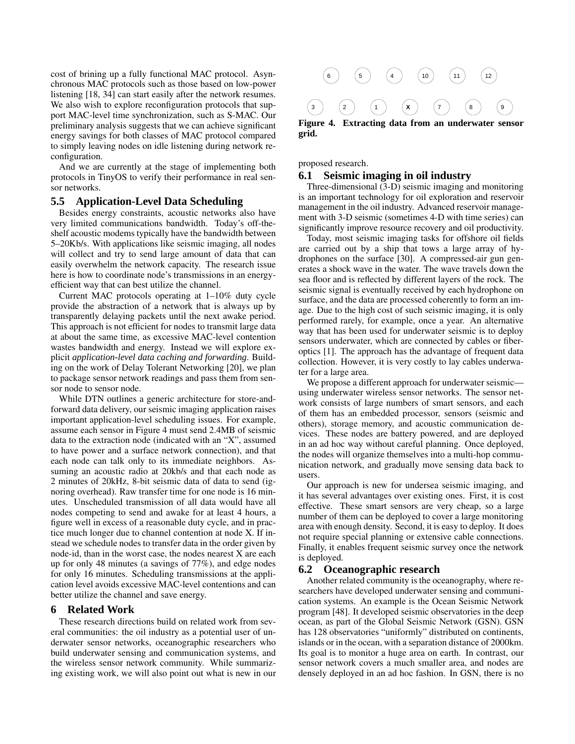cost of brining up a fully functional MAC protocol. Asynchronous MAC protocols such as those based on low-power listening [18, 34] can start easily after the network resumes. We also wish to explore reconfiguration protocols that support MAC-level time synchronization, such as S-MAC. Our preliminary analysis suggests that we can achieve significant energy savings for both classes of MAC protocol compared to simply leaving nodes on idle listening during network reconfiguration.

And we are currently at the stage of implementing both protocols in TinyOS to verify their performance in real sensor networks.

### 5.5 Application-Level Data Scheduling

Besides energy constraints, acoustic networks also have very limited communications bandwidth. Today's off-the-shelf acoustic modems typically have the bandwidth between 5–20Kb/s. With applications like seismic imaging, all nodes will collect and try to send large amount of data that can easily overwhelm the network capacity. The research issue here is how to coordinate node's transmissions in an energy-efficient way that can best utilize the channel.

Current MAC protocols operating at 1–10% duty cycle provide the abstraction of a network that is always up by transparently delaying packets until the next awake period. This approach is not efficient for nodes to transmit large data at about the same time, as excessive MAC-level contention wastes bandwidth and energy. Instead we will explore explicit *application-level data caching and forwarding*. Building on the work of Delay Tolerant Networking [20], we plan to package sensor network readings and pass them from sensor node to sensor node.

While DTN outlines a generic architecture for store-and-forward data delivery, our seismic imaging application raises important application-level scheduling issues. For example, assume each sensor in Figure 4 must send 2.4MB of seismic data to the extraction node (indicated with an "X", assumed to have power and a surface network connection), and that each node can talk only to its immediate neighbors. Assuming an acoustic radio at 20kb/s and that each node as 2 minutes of 20kHz, 8-bit seismic data of data to send (ignoring overhead). Raw transfer time for one node is 16 minutes. Unscheduled transmission of all data would have all nodes competing to send and awake for at least 4 hours, a figure well in excess of a reasonable duty cycle, and in practice much longer due to channel contention at node X. If instead we schedule nodes to transfer data in the order given by node-id, than in the worst case, the nodes nearest X are each up for only 48 minutes (a savings of 77%), and edge nodes for only 16 minutes. Scheduling transmissions at the application level avoids excessive MAC-level contentions and can better utilize the channel and save energy.

## 6 Related Work

These research directions build on related work from several communities: the oil industry as a potential user of underwater sensor networks, oceanographic researchers who build underwater sensing and communication systems, and the wireless sensor network community. While summarizing existing work, we will also point out what is new in our proposed research.

6 5 4 10 11 12

3 2 1 X 7 8 9

**Figure 4. Extracting data from an underwater sensor grid.**

### 6.1 Seismic imaging in oil industry

Three-dimensional (3-D) seismic imaging and monitoring is an important technology for oil exploration and reservoir management in the oil industry. Advanced reservoir management with 3-D seismic (sometimes 4-D with time series) can significantly improve resource recovery and oil productivity.

Today, most seismic imaging tasks for offshore oil fields are carried out by a ship that tows a large array of hydrophones on the surface [30]. A compressed-air gun generates a shock wave in the water. The wave travels down the sea floor and is reflected by different layers of the rock. The seismic signal is eventually received by each hydrophone on surface, and the data are processed coherently to form an image. Due to the high cost of such seismic imaging, it is only performed rarely, for example, once a year. An alternative way that has been used for underwater seismic is to deploy sensors underwater, which are connected by cables or fiber-optics [1]. The approach has the advantage of frequent data collection. However, it is very costly to lay cables underwater for a large area.

We propose a different approach for underwater seismic—using underwater wireless sensor networks. The sensor network consists of large numbers of smart sensors, and each of them has an embedded processor, sensors (seismic and others), storage memory, and acoustic communication devices. These nodes are battery powered, and are deployed in an ad hoc way without careful planning. Once deployed, the nodes will organize themselves into a multi-hop communication network, and gradually move sensing data back to users.

Our approach is new for undersea seismic imaging, and it has several advantages over existing ones. First, it is cost effective. These smart sensors are very cheap, so a large number of them can be deployed to cover a large monitoring area with enough density. Second, it is easy to deploy. It does not require special planning or extensive cable connections. Finally, it enables frequent seismic survey once the network is deployed.

### 6.2 Oceanographic research

Another related community is the oceanography, where researchers have developed underwater sensing and communication systems. An example is the Ocean Seismic Network program [48]. It developed seismic observatories in the deep ocean, as part of the Global Seismic Network (GSN). GSN has 128 observatories "uniformly" distributed on continents, islands or in the ocean, with a separation distance of 2000km. Its goal is to monitor a huge area on earth. In contrast, our sensor network covers a much smaller area, and nodes are densely deployed in an ad hoc fashion. In GSN, there is no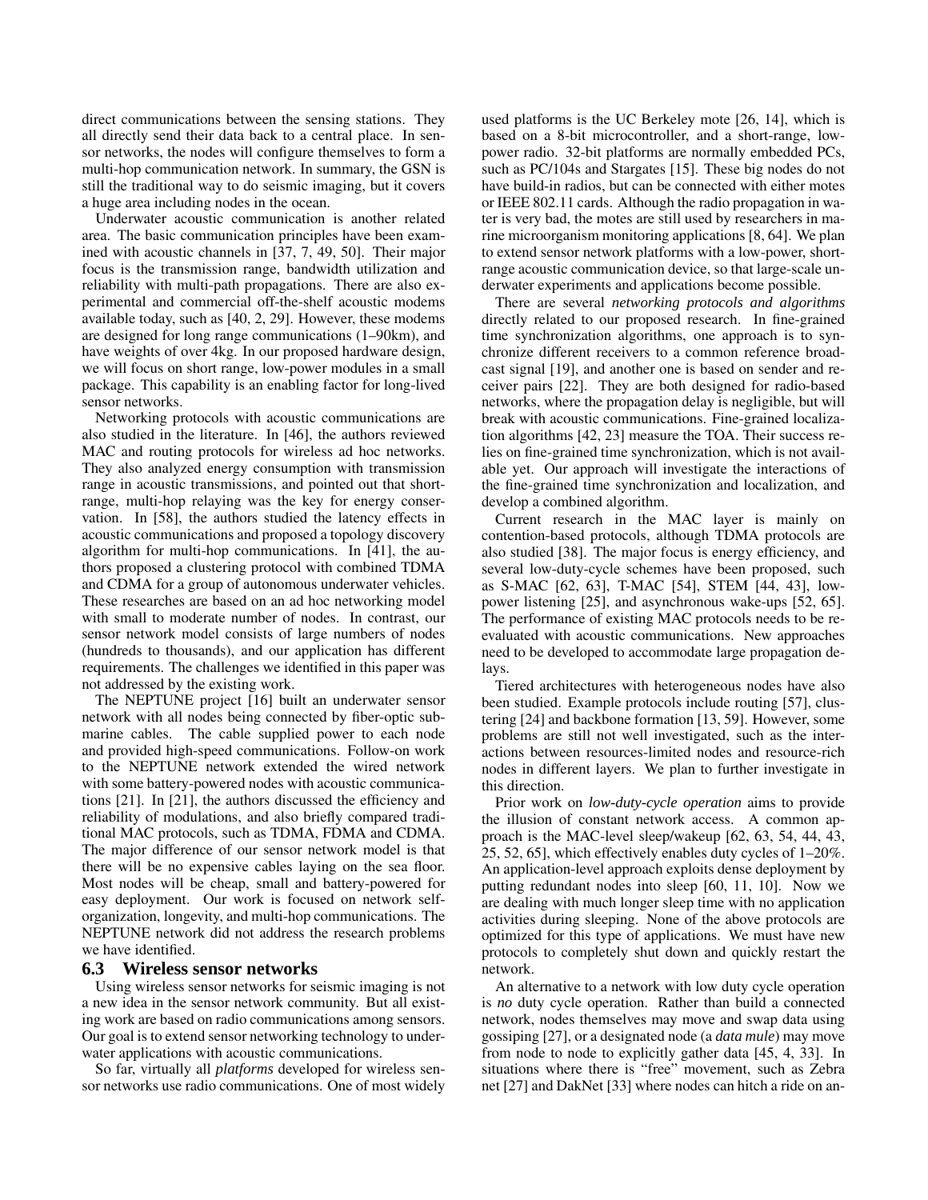direct communications between the sensing stations. They all directly send their data back to a central place. In sensor networks, the nodes will configure themselves to form a multi-hop communication network. In summary, the GSN is still the traditional way to do seismic imaging, but it covers a huge area including nodes in the ocean.

Underwater acoustic communication is another related area. The basic communication principles have been examined with acoustic channels in [37, 7, 49, 50]. Their major focus is the transmission range, bandwidth utilization and reliability with multi-path propagations. There are also experimental and commercial off-the-shelf acoustic modems available today, such as [40, 2, 29]. However, these modems are designed for long range communications (1–90km), and have weights of over 4kg. In our proposed hardware design, we will focus on short range, low-power modules in a small package. This capability is an enabling factor for long-lived sensor networks.

Networking protocols with acoustic communications are also studied in the literature. In [46], the authors reviewed MAC and routing protocols for wireless ad hoc networks. They also analyzed energy consumption with transmission range in acoustic transmissions, and pointed out that short-range, multi-hop relaying was the key for energy conservation. In [58], the authors studied the latency effects in acoustic communications and proposed a topology discovery algorithm for multi-hop communications. In [41], the authors proposed a clustering protocol with combined TDMA and CDMA for a group of autonomous underwater vehicles. These researches are based on an ad hoc networking model with small to moderate number of nodes. In contrast, our sensor network model consists of large numbers of nodes (hundreds to thousands), and our application has different requirements. The challenges we identified in this paper was not addressed by the existing work.

The NEPTUNE project [16] built an underwater sensor network with all nodes being connected by fiber-optic submarine cables. The cable supplied power to each node and provided high-speed communications. Follow-on work to the NEPTUNE network extended the wired network with some battery-powered nodes with acoustic communications [21]. In [21], the authors discussed the efficiency and reliability of modulations, and also briefly compared traditional MAC protocols, such as TDMA, FDMA and CDMA. The major difference of our sensor network model is that there will be no expensive cables laying on the sea floor. Most nodes will be cheap, small and battery-powered for easy deployment. Our work is focused on network self-organization, longevity, and multi-hop communications. The NEPTUNE network did not address the research problems we have identified.

### 6.3 Wireless sensor networks

Using wireless sensor networks for seismic imaging is not a new idea in the sensor network community. But all existing work are based on radio communications among sensors. Our goal is to extend sensor networking technology to underwater applications with acoustic communications.

So far, virtually all *platforms* developed for wireless sensor networks use radio communications. One of most widely used platforms is the UC Berkeley mote [26, 14], which is based on a 8-bit microcontroller, and a short-range, low-power radio. 32-bit platforms are normally embedded PCs, such as PC/104s and Stargates [15]. These big nodes do not have build-in radios, but can be connected with either motes or IEEE 802.11 cards. Although the radio propagation in water is very bad, the motes are still used by researchers in marine microorganism monitoring applications [8, 64]. We plan to extend sensor network platforms with a low-power, short-range acoustic communication device, so that large-scale underwater experiments and applications become possible.

There are several *networking protocols and algorithms* directly related to our proposed research. In fine-grained time synchronization algorithms, one approach is to synchronize different receivers to a common reference broadcast signal [19], and another one is based on sender and receiver pairs [22]. They are both designed for radio-based networks, where the propagation delay is negligible, but will break with acoustic communications. Fine-grained localization algorithms [42, 23] measure the TOA. Their success relies on fine-grained time synchronization, which is not available yet. Our approach will investigate the interactions of the fine-grained time synchronization and localization, and develop a combined algorithm.

Current research in the MAC layer is mainly on contention-based protocols, although TDMA protocols are also studied [38]. The major focus is energy efficiency, and several low-duty-cycle schemes have been proposed, such as S-MAC [62, 63], T-MAC [54], STEM [44, 43], low-power listening [25], and asynchronous wake-ups [52, 65]. The performance of existing MAC protocols needs to be re-evaluated with acoustic communications. New approaches need to be developed to accommodate large propagation delays.

Tiered architectures with heterogeneous nodes have also been studied. Example protocols include routing [57], clustering [24] and backbone formation [13, 59]. However, some problems are still not well investigated, such as the interactions between resources-limited nodes and resource-rich nodes in different layers. We plan to further investigate in this direction.

Prior work on *low-duty-cycle operation* aims to provide the illusion of constant network access. A common approach is the MAC-level sleep/wakeup [62, 63, 54, 44, 43, 25, 52, 65], which effectively enables duty cycles of 1–20%. An application-level approach exploits dense deployment by putting redundant nodes into sleep [60, 11, 10]. Now we are dealing with much longer sleep time with no application activities during sleeping. None of the above protocols are optimized for this type of applications. We must have new protocols to completely shut down and quickly restart the network.

An alternative to a network with low duty cycle operation is *no* duty cycle operation. Rather than build a connected network, nodes themselves may move and swap data using gossiping [27], or a designated node (a *data mule*) may move from node to node to explicitly gather data [45, 4, 33]. In situations where there is "free" movement, such as Zebra net [27] and DakNet [33] where nodes can hitch a ride on an-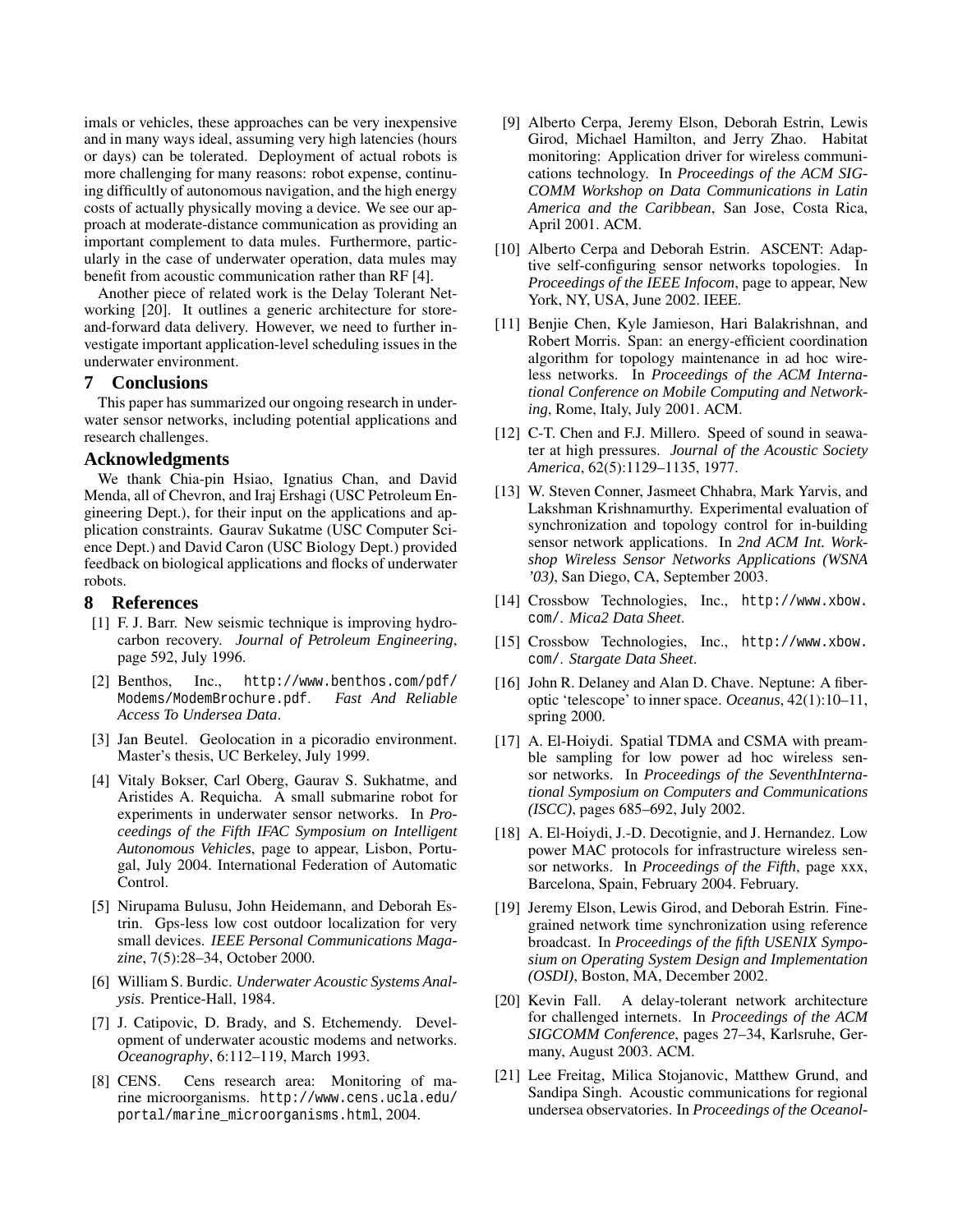imals or vehicles, these approaches can be very inexpensive and in many ways ideal, assuming very high latencies (hours or days) can be tolerated. Deployment of actual robots is more challenging for many reasons: robot expense, continuing difficultly of autonomous navigation, and the high energy costs of actually physically moving a device. We see our approach at moderate-distance communication as providing an important complement to data mules. Furthermore, particularly in the case of underwater operation, data mules may benefit from acoustic communication rather than RF [4].

Another piece of related work is the Delay Tolerant Networking [20]. It outlines a generic architecture for store-and-forward data delivery. However, we need to further investigate important application-level scheduling issues in the underwater environment.

## 7 Conclusions

This paper has summarized our ongoing research in underwater sensor networks, including potential applications and research challenges.

## Acknowledgments

We thank Chia-pin Hsiao, Ignatius Chan, and David Menda, all of Chevron, and Iraj Ershagi (USC Petroleum Engineering Dept.), for their input on the applications and application constraints. Gaurav Sukatme (USC Computer Science Dept.) and David Caron (USC Biology Dept.) provided feedback on biological applications and flocks of underwater robots.

## 8 References

[1] F. J. Barr. New seismic technique is improving hydrocarbon recovery. *Journal of Petroleum Engineering*, page 592, July 1996.

[2] Benthos, Inc., `http://www.benthos.com/pdf/Modems/ModemBrochure.pdf`. *Fast And Reliable Access To Undersea Data*.

[3] Jan Beutel. Geolocation in a picoradio environment. Master's thesis, UC Berkeley, July 1999.

[4] Vitaly Bokser, Carl Oberg, Gaurav S. Sukhatme, and Aristides A. Requicha. A small submarine robot for experiments in underwater sensor networks. In *Proceedings of the Fifth IFAC Symposium on Intelligent Autonomous Vehicles*, page to appear, Lisbon, Portugal, July 2004. International Federation of Automatic Control.

[5] Nirupama Bulusu, John Heidemann, and Deborah Estrin. Gps-less low cost outdoor localization for very small devices. *IEEE Personal Communications Magazine*, 7(5):28–34, October 2000.

[6] William S. Burdic. *Underwater Acoustic Systems Analysis*. Prentice-Hall, 1984.

[7] J. Catipovic, D. Brady, and S. Etchemendy. Development of underwater acoustic modems and networks. *Oceanography*, 6:112–119, March 1993.

[8] CENS. Cens research area: Monitoring of marine microorganisms. `http://www.cens.ucla.edu/portal/marine_microorganisms.html`, 2004.

[9] Alberto Cerpa, Jeremy Elson, Deborah Estrin, Lewis Girod, Michael Hamilton, and Jerry Zhao. Habitat monitoring: Application driver for wireless communications technology. In *Proceedings of the ACM SIGCOMM Workshop on Data Communications in Latin America and the Caribbean*, San Jose, Costa Rica, April 2001. ACM.

[10] Alberto Cerpa and Deborah Estrin. ASCENT: Adaptive self-configuring sensor networks topologies. In *Proceedings of the IEEE Infocom*, page to appear, New York, NY, USA, June 2002. IEEE.

[11] Benjie Chen, Kyle Jamieson, Hari Balakrishnan, and Robert Morris. Span: an energy-efficient coordination algorithm for topology maintenance in ad hoc wireless networks. In *Proceedings of the ACM International Conference on Mobile Computing and Networking*, Rome, Italy, July 2001. ACM.

[12] C-T. Chen and F.J. Millero. Speed of sound in seawater at high pressures. *Journal of the Acoustic Society America*, 62(5):1129–1135, 1977.

[13] W. Steven Conner, Jasmeet Chhabra, Mark Yarvis, and Lakshman Krishnamurthy. Experimental evaluation of synchronization and topology control for in-building sensor network applications. In *2nd ACM Int. Workshop Wireless Sensor Networks Applications (WSNA '03)*, San Diego, CA, September 2003.

[14] Crossbow Technologies, Inc., `http://www.xbow.com/`. *Mica2 Data Sheet*.

[15] Crossbow Technologies, Inc., `http://www.xbow.com/`. *Stargate Data Sheet*.

[16] John R. Delaney and Alan D. Chave. Neptune: A fiberoptic 'telescope' to inner space. *Oceanus*, 42(1):10–11, spring 2000.

[17] A. El-Hoiydi. Spatial TDMA and CSMA with preamble sampling for low power ad hoc wireless sensor networks. In *Proceedings of the SeventhInternational Symposium on Computers and Communications (ISCC)*, pages 685–692, July 2002.

[18] A. El-Hoiydi, J.-D. Decotignie, and J. Hernandez. Low power MAC protocols for infrastructure wireless sensor networks. In *Proceedings of the Fifth*, page xxx, Barcelona, Spain, February 2004. February.

[19] Jeremy Elson, Lewis Girod, and Deborah Estrin. Fine-grained network time synchronization using reference broadcast. In *Proceedings of the fifth USENIX Symposium on Operating System Design and Implementation (OSDI)*, Boston, MA, December 2002.

[20] Kevin Fall. A delay-tolerant network architecture for challenged internets. In *Proceedings of the ACM SIGCOMM Conference*, pages 27–34, Karlsruhe, Germany, August 2003. ACM.

[21] Lee Freitag, Milica Stojanovic, Matthew Grund, and Sandipa Singh. Acoustic communications for regional undersea observatories. In *Proceedings of the Oceanol-*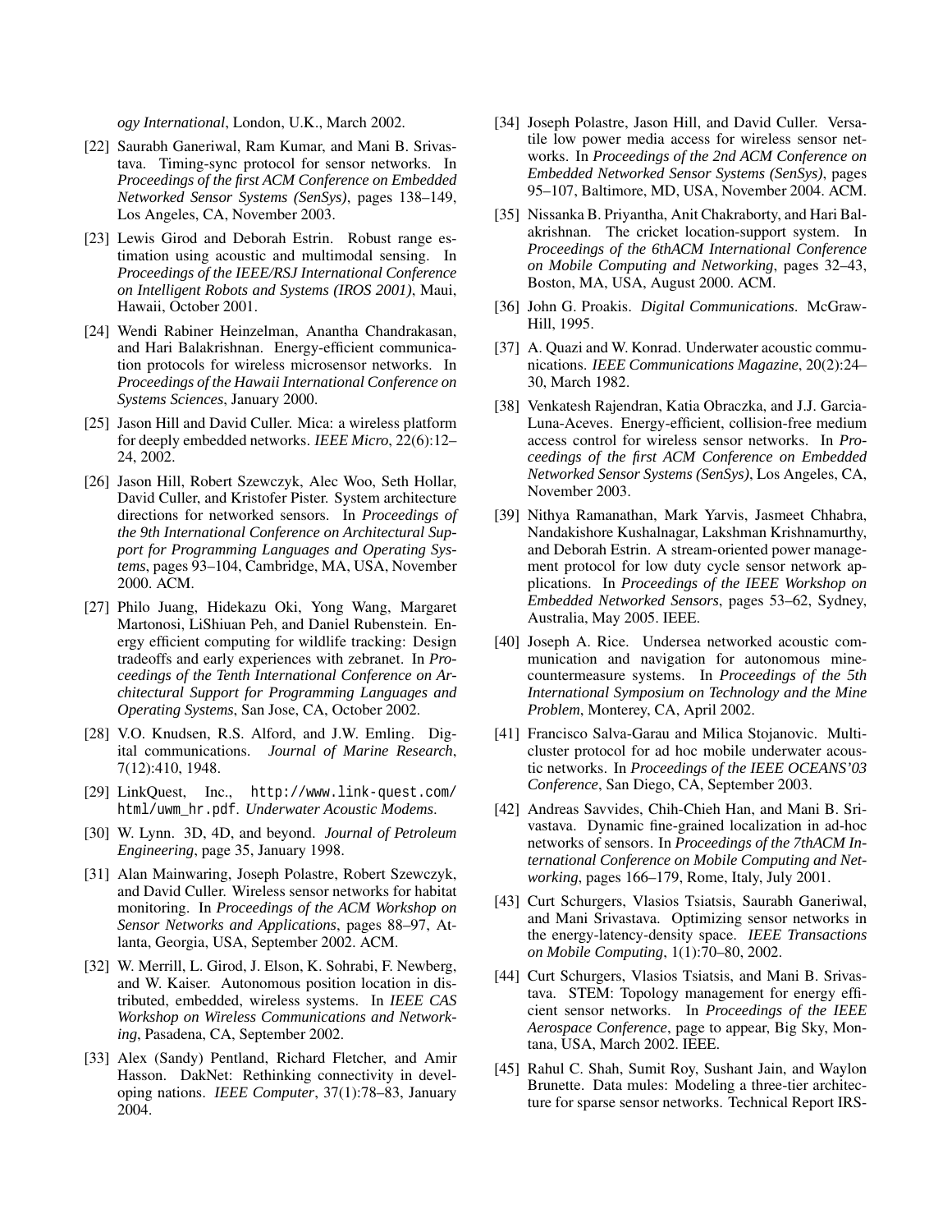*ogy International*, London, U.K., March 2002.

[22] Saurabh Ganeriwal, Ram Kumar, and Mani B. Srivastava. Timing-sync protocol for sensor networks. In *Proceedings of the first ACM Conference on Embedded Networked Sensor Systems (SenSys)*, pages 138–149, Los Angeles, CA, November 2003.

[23] Lewis Girod and Deborah Estrin. Robust range estimation using acoustic and multimodal sensing. In *Proceedings of the IEEE/RSJ International Conference on Intelligent Robots and Systems (IROS 2001)*, Maui, Hawaii, October 2001.

[24] Wendi Rabiner Heinzelman, Anantha Chandrakasan, and Hari Balakrishnan. Energy-efficient communication protocols for wireless microsensor networks. In *Proceedings of the Hawaii International Conference on Systems Sciences*, January 2000.

[25] Jason Hill and David Culler. Mica: a wireless platform for deeply embedded networks. *IEEE Micro*, 22(6):12–24, 2002.

[26] Jason Hill, Robert Szewczyk, Alec Woo, Seth Hollar, David Culler, and Kristofer Pister. System architecture directions for networked sensors. In *Proceedings of the 9th International Conference on Architectural Support for Programming Languages and Operating Systems*, pages 93–104, Cambridge, MA, USA, November 2000. ACM.

[27] Philo Juang, Hidekazu Oki, Yong Wang, Margaret Martonosi, LiShiuan Peh, and Daniel Rubenstein. Energy efficient computing for wildlife tracking: Design tradeoffs and early experiences with zebranet. In *Proceedings of the Tenth International Conference on Architectural Support for Programming Languages and Operating Systems*, San Jose, CA, October 2002.

[28] V.O. Knudsen, R.S. Alford, and J.W. Emling. Digital communications. *Journal of Marine Research*, 7(12):410, 1948.

[29] LinkQuest, Inc., `http://www.link-quest.com/html/uwm_hr.pdf`. *Underwater Acoustic Modems*.

[30] W. Lynn. 3D, 4D, and beyond. *Journal of Petroleum Engineering*, page 35, January 1998.

[31] Alan Mainwaring, Joseph Polastre, Robert Szewczyk, and David Culler. Wireless sensor networks for habitat monitoring. In *Proceedings of the ACM Workshop on Sensor Networks and Applications*, pages 88–97, Atlanta, Georgia, USA, September 2002. ACM.

[32] W. Merrill, L. Girod, J. Elson, K. Sohrabi, F. Newberg, and W. Kaiser. Autonomous position location in distributed, embedded, wireless systems. In *IEEE CAS Workshop on Wireless Communications and Networking*, Pasadena, CA, September 2002.

[33] Alex (Sandy) Pentland, Richard Fletcher, and Amir Hasson. DakNet: Rethinking connectivity in developing nations. *IEEE Computer*, 37(1):78–83, January 2004.

[34] Joseph Polastre, Jason Hill, and David Culler. Versatile low power media access for wireless sensor networks. In *Proceedings of the 2nd ACM Conference on Embedded Networked Sensor Systems (SenSys)*, pages 95–107, Baltimore, MD, USA, November 2004. ACM.

[35] Nissanka B. Priyantha, Anit Chakraborty, and Hari Balakrishnan. The cricket location-support system. In *Proceedings of the 6thACM International Conference on Mobile Computing and Networking*, pages 32–43, Boston, MA, USA, August 2000. ACM.

[36] John G. Proakis. *Digital Communications*. McGraw-Hill, 1995.

[37] A. Quazi and W. Konrad. Underwater acoustic communications. *IEEE Communications Magazine*, 20(2):24–30, March 1982.

[38] Venkatesh Rajendran, Katia Obraczka, and J.J. Garcia-Luna-Aceves. Energy-efficient, collision-free medium access control for wireless sensor networks. In *Proceedings of the first ACM Conference on Embedded Networked Sensor Systems (SenSys)*, Los Angeles, CA, November 2003.

[39] Nithya Ramanathan, Mark Yarvis, Jasmeet Chhabra, Nandakishore Kushalnagar, Lakshman Krishnamurthy, and Deborah Estrin. A stream-oriented power management protocol for low duty cycle sensor network applications. In *Proceedings of the IEEE Workshop on Embedded Networked Sensors*, pages 53–62, Sydney, Australia, May 2005. IEEE.

[40] Joseph A. Rice. Undersea networked acoustic communication and navigation for autonomous mine-countermeasure systems. In *Proceedings of the 5th International Symposium on Technology and the Mine Problem*, Monterey, CA, April 2002.

[41] Francisco Salva-Garau and Milica Stojanovic. Multi-cluster protocol for ad hoc mobile underwater acoustic networks. In *Proceedings of the IEEE OCEANS'03 Conference*, San Diego, CA, September 2003.

[42] Andreas Savvides, Chih-Chieh Han, and Mani B. Srivastava. Dynamic fine-grained localization in ad-hoc networks of sensors. In *Proceedings of the 7thACM International Conference on Mobile Computing and Networking*, pages 166–179, Rome, Italy, July 2001.

[43] Curt Schurgers, Vlasios Tsiatsis, Saurabh Ganeriwal, and Mani Srivastava. Optimizing sensor networks in the energy-latency-density space. *IEEE Transactions on Mobile Computing*, 1(1):70–80, 2002.

[44] Curt Schurgers, Vlasios Tsiatsis, and Mani B. Srivastava. STEM: Topology management for energy efficient sensor networks. In *Proceedings of the IEEE Aerospace Conference*, page to appear, Big Sky, Montana, USA, March 2002. IEEE.

[45] Rahul C. Shah, Sumit Roy, Sushant Jain, and Waylon Brunette. Data mules: Modeling a three-tier architecture for sparse sensor networks. Technical Report IRS-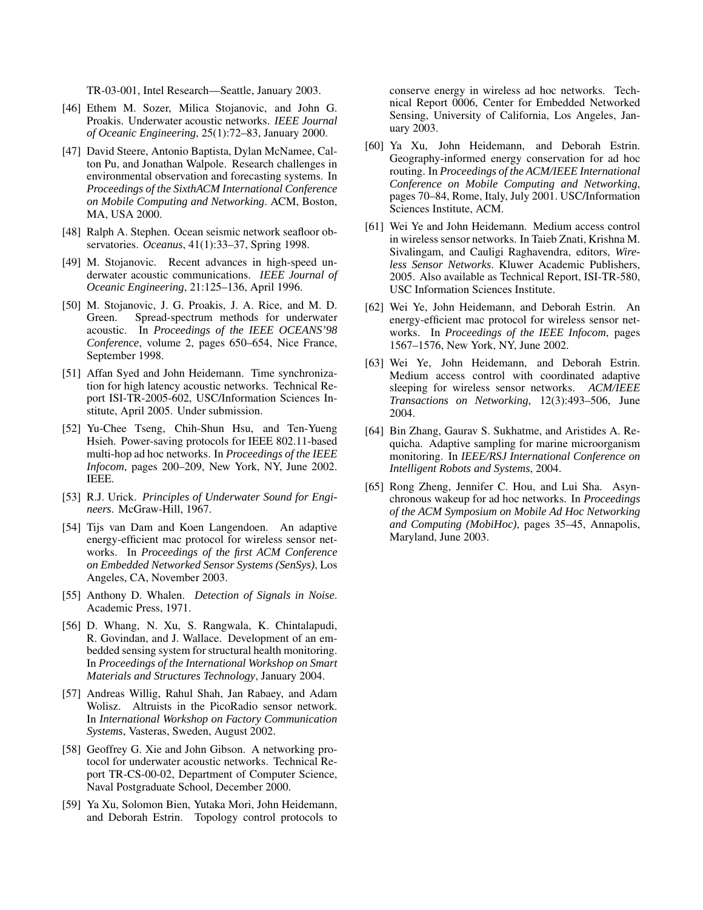TR-03-001, Intel Research—Seattle, January 2003.

[46] Ethem M. Sozer, Milica Stojanovic, and John G. Proakis. Underwater acoustic networks. *IEEE Journal of Oceanic Engineering*, 25(1):72–83, January 2000.

[47] David Steere, Antonio Baptista, Dylan McNamee, Calton Pu, and Jonathan Walpole. Research challenges in environmental observation and forecasting systems. In *Proceedings of the SixthACM International Conference on Mobile Computing and Networking*. ACM, Boston, MA, USA 2000.

[48] Ralph A. Stephen. Ocean seismic network seafloor observatories. *Oceanus*, 41(1):33–37, Spring 1998.

[49] M. Stojanovic. Recent advances in high-speed underwater acoustic communications. *IEEE Journal of Oceanic Engineering*, 21:125–136, April 1996.

[50] M. Stojanovic, J. G. Proakis, J. A. Rice, and M. D. Green. Spread-spectrum methods for underwater acoustic. In *Proceedings of the IEEE OCEANS'98 Conference*, volume 2, pages 650–654, Nice France, September 1998.

[51] Affan Syed and John Heidemann. Time synchronization for high latency acoustic networks. Technical Report ISI-TR-2005-602, USC/Information Sciences Institute, April 2005. Under submission.

[52] Yu-Chee Tseng, Chih-Shun Hsu, and Ten-Yueng Hsieh. Power-saving protocols for IEEE 802.11-based multi-hop ad hoc networks. In *Proceedings of the IEEE Infocom*, pages 200–209, New York, NY, June 2002. IEEE.

[53] R.J. Urick. *Principles of Underwater Sound for Engineers*. McGraw-Hill, 1967.

[54] Tijs van Dam and Koen Langendoen. An adaptive energy-efficient mac protocol for wireless sensor networks. In *Proceedings of the first ACM Conference on Embedded Networked Sensor Systems (SenSys)*, Los Angeles, CA, November 2003.

[55] Anthony D. Whalen. *Detection of Signals in Noise*. Academic Press, 1971.

[56] D. Whang, N. Xu, S. Rangwala, K. Chintalapudi, R. Govindan, and J. Wallace. Development of an embedded sensing system for structural health monitoring. In *Proceedings of the International Workshop on Smart Materials and Structures Technology*, January 2004.

[57] Andreas Willig, Rahul Shah, Jan Rabaey, and Adam Wolisz. Altruists in the PicoRadio sensor network. In *International Workshop on Factory Communication Systems*, Vasteras, Sweden, August 2002.

[58] Geoffrey G. Xie and John Gibson. A networking protocol for underwater acoustic networks. Technical Report TR-CS-00-02, Department of Computer Science, Naval Postgraduate School, December 2000.

[59] Ya Xu, Solomon Bien, Yutaka Mori, John Heidemann, and Deborah Estrin. Topology control protocols to conserve energy in wireless ad hoc networks. Technical Report 0006, Center for Embedded Networked Sensing, University of California, Los Angeles, January 2003.

[60] Ya Xu, John Heidemann, and Deborah Estrin. Geography-informed energy conservation for ad hoc routing. In *Proceedings of the ACM/IEEE International Conference on Mobile Computing and Networking*, pages 70–84, Rome, Italy, July 2001. USC/Information Sciences Institute, ACM.

[61] Wei Ye and John Heidemann. Medium access control in wireless sensor networks. In Taieb Znati, Krishna M. Sivalingam, and Cauligi Raghavendra, editors, *Wireless Sensor Networks*. Kluwer Academic Publishers, 2005. Also available as Technical Report, ISI-TR-580, USC Information Sciences Institute.

[62] Wei Ye, John Heidemann, and Deborah Estrin. An energy-efficient mac protocol for wireless sensor networks. In *Proceedings of the IEEE Infocom*, pages 1567–1576, New York, NY, June 2002.

[63] Wei Ye, John Heidemann, and Deborah Estrin. Medium access control with coordinated adaptive sleeping for wireless sensor networks. *ACM/IEEE Transactions on Networking*, 12(3):493–506, June 2004.

[64] Bin Zhang, Gaurav S. Sukhatme, and Aristides A. Requicha. Adaptive sampling for marine microorganism monitoring. In *IEEE/RSJ International Conference on Intelligent Robots and Systems*, 2004.

[65] Rong Zheng, Jennifer C. Hou, and Lui Sha. Asynchronous wakeup for ad hoc networks. In *Proceedings of the ACM Symposium on Mobile Ad Hoc Networking and Computing (MobiHoc)*, pages 35–45, Annapolis, Maryland, June 2003.